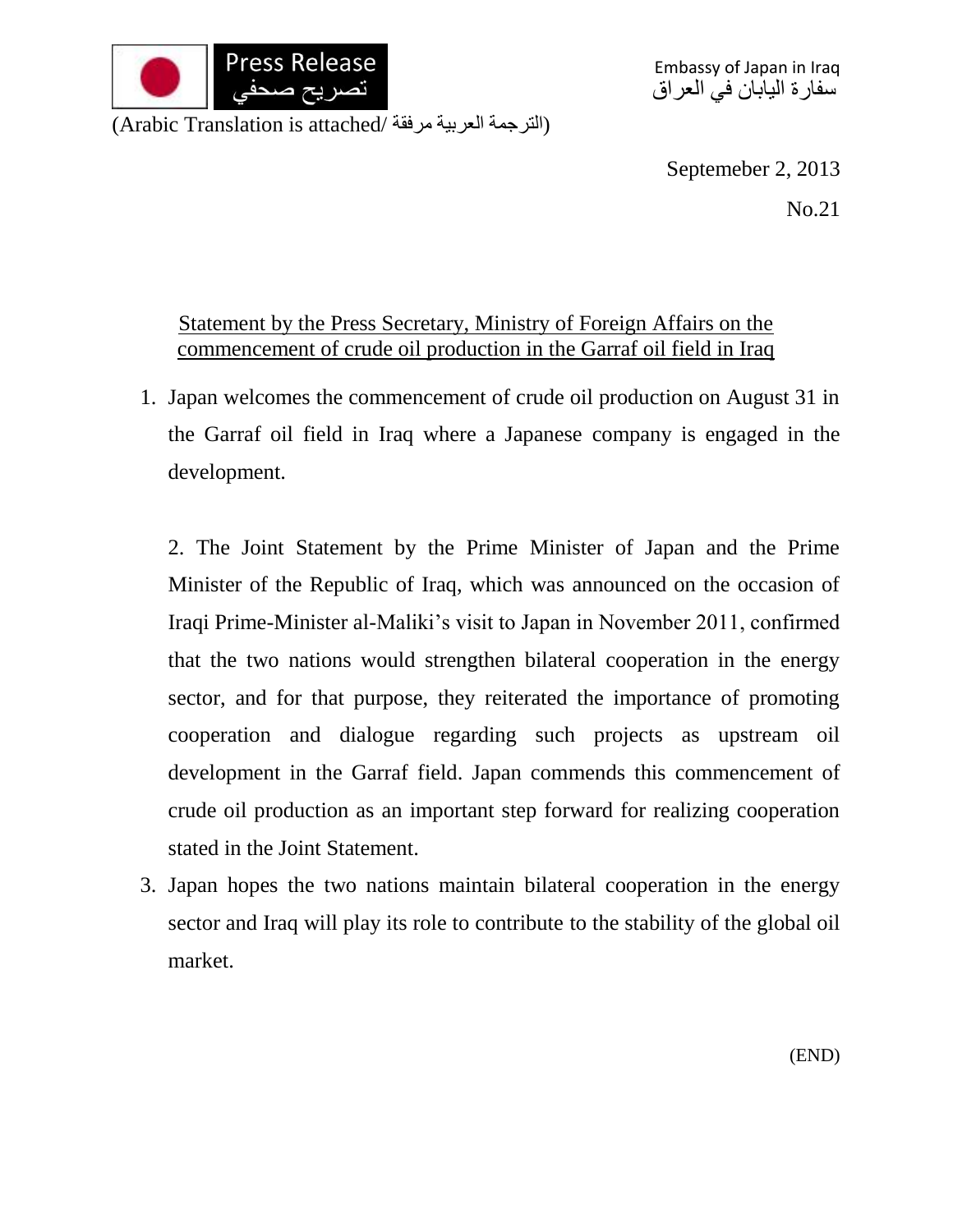Press Release
تصريح صحفي

Embassy of Japan in Iraq
سفارة اليابان في العراق

(Arabic Translation is attached/ الترجمة العربية مرفقة)

Septemeber 2, 2013

No.21

## Statement by the Press Secretary, Ministry of Foreign Affairs on the commencement of crude oil production in the Garraf oil field in Iraq

1. Japan welcomes the commencement of crude oil production on August 31 in the Garraf oil field in Iraq where a Japanese company is engaged in the development.

2. The Joint Statement by the Prime Minister of Japan and the Prime Minister of the Republic of Iraq, which was announced on the occasion of Iraqi Prime-Minister al-Maliki's visit to Japan in November 2011, confirmed that the two nations would strengthen bilateral cooperation in the energy sector, and for that purpose, they reiterated the importance of promoting cooperation and dialogue regarding such projects as upstream oil development in the Garraf field. Japan commends this commencement of crude oil production as an important step forward for realizing cooperation stated in the Joint Statement.

3. Japan hopes the two nations maintain bilateral cooperation in the energy sector and Iraq will play its role to contribute to the stability of the global oil market.

(END)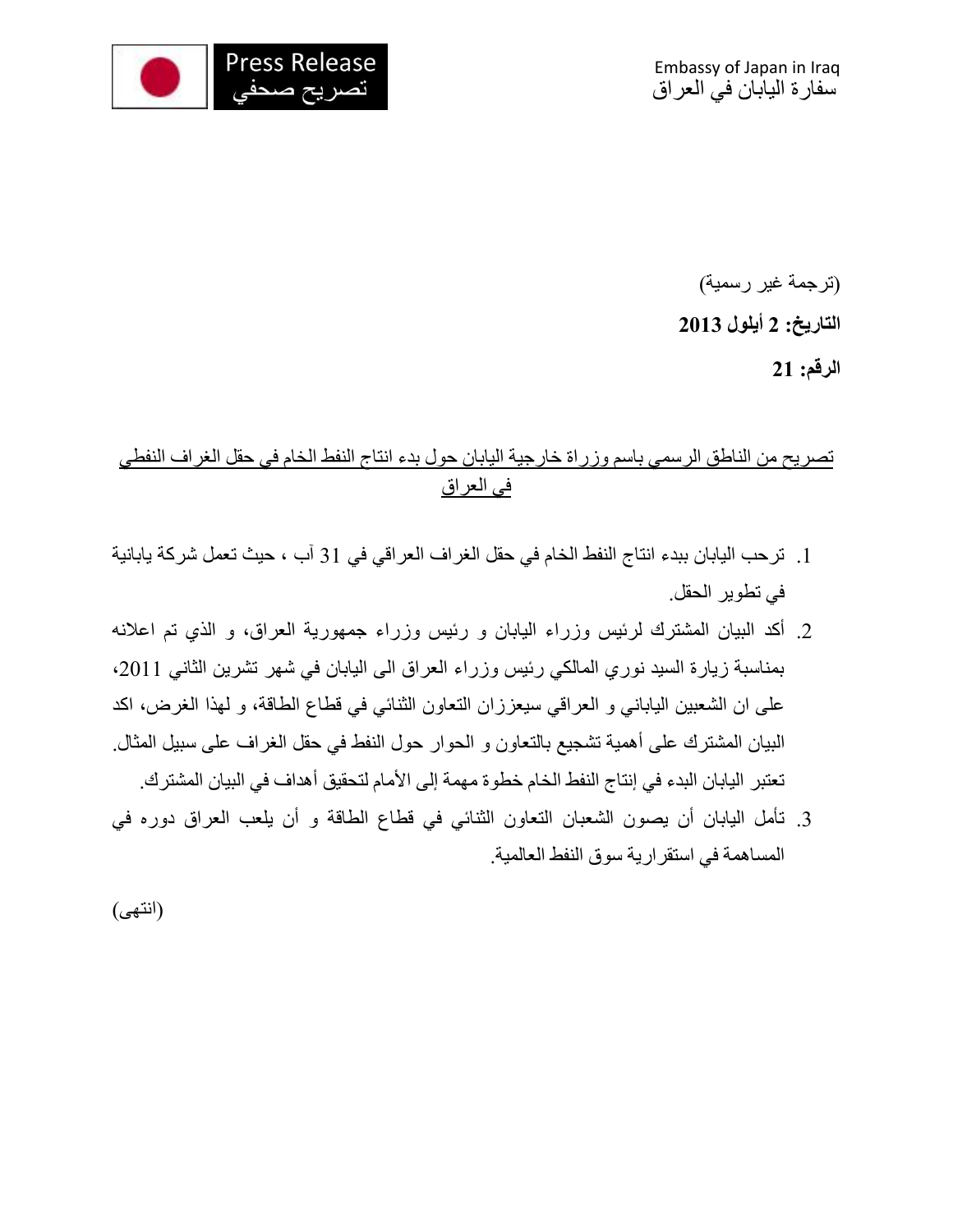Press Release
تصريح صحفي

Embassy of Japan in Iraq
سفارة اليابان في العراق

(ترجمة غير رسمية)

**التاريخ: 2 أيلول 2013**

**الرقم: 21**

تصريح من الناطق الرسمي باسم وزراة خارجية اليابان حول بدء انتاج النفط الخام في حقل الغراف النفطي في العراق

1. ترحب اليابان ببدء انتاج النفط الخام في حقل الغراف العراقي في 31 آب ، حيث تعمل شركة يابانية في تطوير الحقل.
2. أكد البيان المشترك لرئيس وزراء اليابان و رئيس وزراء جمهورية العراق، و الذي تم اعلانه بمناسبة زيارة السيد نوري المالكي رئيس وزراء العراق الى اليابان في شهر تشرين الثاني 2011، على ان الشعبين الياباني و العراقي سيعززان التعاون الثنائي في قطاع الطاقة، و لهذا الغرض، اكد البيان المشترك على أهمية تشجيع بالتعاون و الحوار حول النفط في حقل الغراف على سبيل المثال. تعتبر اليابان البدء في إنتاج النفط الخام خطوة مهمة إلى الأمام لتحقيق أهداف في البيان المشترك.
3. تأمل اليابان أن يصون الشعبان التعاون الثنائي في قطاع الطاقة و أن يلعب العراق دوره في المساهمة في استقرارية سوق النفط العالمية.

(انتهى)